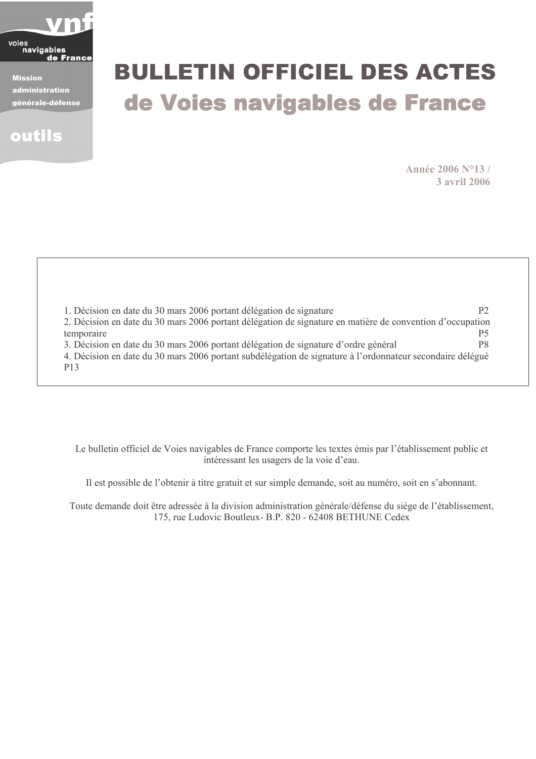voies navigables de France

Mission administration générale-défense

outils

# BULLETIN OFFICIEL DES ACTES
# de Voies navigables de France

**Année 2006 N°13 /**
**3 avril 2006**

1. Décision en date du 30 mars 2006 portant délégation de signature P2
2. Décision en date du 30 mars 2006 portant délégation de signature en matière de convention d'occupation temporaire P5
3. Décision en date du 30 mars 2006 portant délégation de signature d'ordre général P8
4. Décision en date du 30 mars 2006 portant subdélégation de signature à l'ordonnateur secondaire délégué P13

Le bulletin officiel de Voies navigables de France comporte les textes émis par l'établissement public et intéressant les usagers de la voie d'eau.

Il est possible de l'obtenir à titre gratuit et sur simple demande, soit au numéro, soit en s'abonnant.

Toute demande doit être adressée à la division administration générale/défense du siège de l'établissement, 175, rue Ludovic Boutleux- B.P. 820 - 62408 BETHUNE Cedex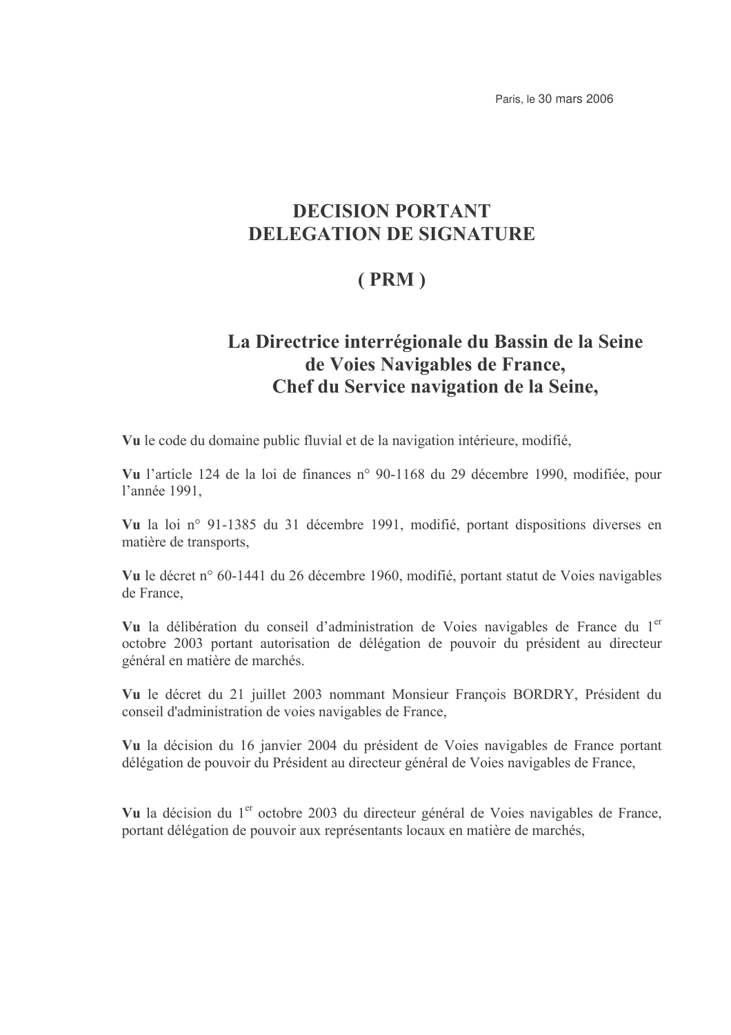Paris, le 30 mars 2006

# DECISION PORTANT DELEGATION DE SIGNATURE

# ( PRM )

## La Directrice interrégionale du Bassin de la Seine de Voies Navigables de France, Chef du Service navigation de la Seine,

**Vu** le code du domaine public fluvial et de la navigation intérieure, modifié,

**Vu** l'article 124 de la loi de finances n° 90-1168 du 29 décembre 1990, modifiée, pour l'année 1991,

**Vu** la loi n° 91-1385 du 31 décembre 1991, modifié, portant dispositions diverses en matière de transports,

**Vu** le décret n° 60-1441 du 26 décembre 1960, modifié, portant statut de Voies navigables de France,

**Vu** la délibération du conseil d'administration de Voies navigables de France du 1er octobre 2003 portant autorisation de délégation de pouvoir du président au directeur général en matière de marchés.

**Vu** le décret du 21 juillet 2003 nommant Monsieur François BORDRY, Président du conseil d'administration de voies navigables de France,

**Vu** la décision du 16 janvier 2004 du président de Voies navigables de France portant délégation de pouvoir du Président au directeur général de Voies navigables de France,

**Vu** la décision du 1er octobre 2003 du directeur général de Voies navigables de France, portant délégation de pouvoir aux représentants locaux en matière de marchés,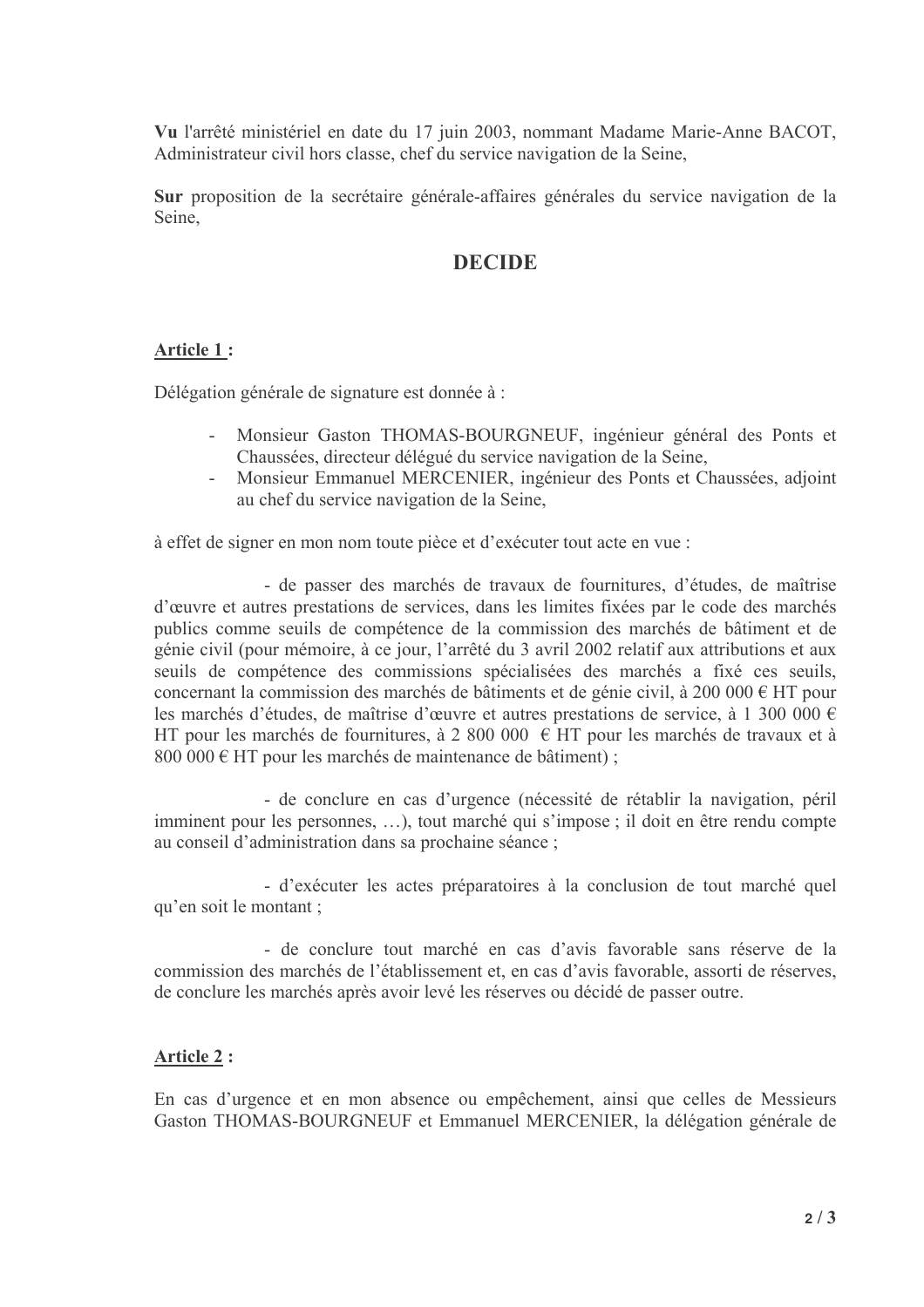**Vu** l'arrêté ministériel en date du 17 juin 2003, nommant Madame Marie-Anne BACOT, Administrateur civil hors classe, chef du service navigation de la Seine,

**Sur** proposition de la secrétaire générale-affaires générales du service navigation de la Seine,

## DECIDE

### Article 1 :

Délégation générale de signature est donnée à :

- Monsieur Gaston THOMAS-BOURGNEUF, ingénieur général des Ponts et Chaussées, directeur délégué du service navigation de la Seine,
- Monsieur Emmanuel MERCENIER, ingénieur des Ponts et Chaussées, adjoint au chef du service navigation de la Seine,

à effet de signer en mon nom toute pièce et d'exécuter tout acte en vue :

- de passer des marchés de travaux de fournitures, d'études, de maîtrise d'œuvre et autres prestations de services, dans les limites fixées par le code des marchés publics comme seuils de compétence de la commission des marchés de bâtiment et de génie civil (pour mémoire, à ce jour, l'arrêté du 3 avril 2002 relatif aux attributions et aux seuils de compétence des commissions spécialisées des marchés a fixé ces seuils, concernant la commission des marchés de bâtiments et de génie civil, à 200 000 € HT pour les marchés d'études, de maîtrise d'œuvre et autres prestations de service, à 1 300 000 € HT pour les marchés de fournitures, à 2 800 000 € HT pour les marchés de travaux et à 800 000 € HT pour les marchés de maintenance de bâtiment) ;

- de conclure en cas d'urgence (nécessité de rétablir la navigation, péril imminent pour les personnes, …), tout marché qui s'impose ; il doit en être rendu compte au conseil d'administration dans sa prochaine séance ;

- d'exécuter les actes préparatoires à la conclusion de tout marché quel qu'en soit le montant ;

- de conclure tout marché en cas d'avis favorable sans réserve de la commission des marchés de l'établissement et, en cas d'avis favorable, assorti de réserves, de conclure les marchés après avoir levé les réserves ou décidé de passer outre.

### Article 2 :

En cas d'urgence et en mon absence ou empêchement, ainsi que celles de Messieurs Gaston THOMAS-BOURGNEUF et Emmanuel MERCENIER, la délégation générale de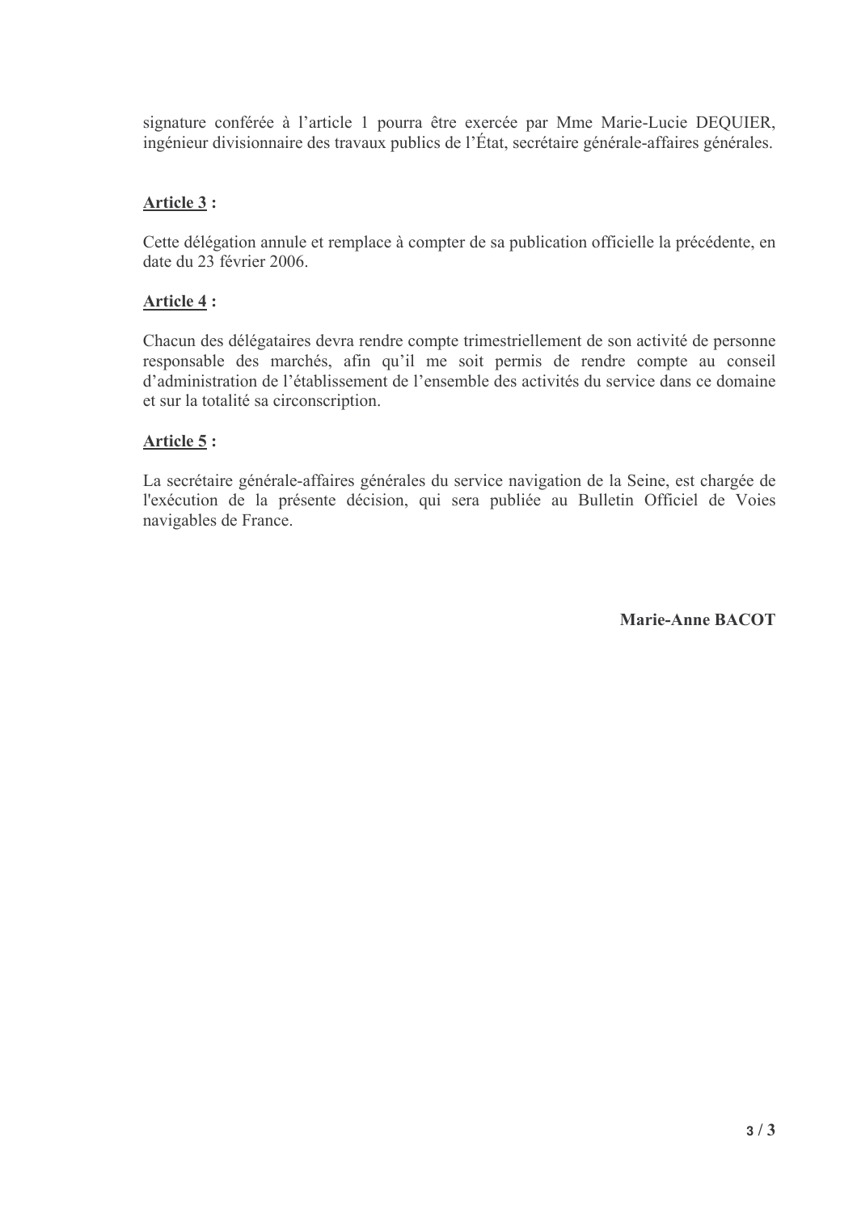signature conférée à l'article 1 pourra être exercée par Mme Marie-Lucie DEQUIER, ingénieur divisionnaire des travaux publics de l'État, secrétaire générale-affaires générales.

**Article 3 :**

Cette délégation annule et remplace à compter de sa publication officielle la précédente, en date du 23 février 2006.

**Article 4 :**

Chacun des délégataires devra rendre compte trimestriellement de son activité de personne responsable des marchés, afin qu'il me soit permis de rendre compte au conseil d'administration de l'établissement de l'ensemble des activités du service dans ce domaine et sur la totalité sa circonscription.

**Article 5 :**

La secrétaire générale-affaires générales du service navigation de la Seine, est chargée de l'exécution de la présente décision, qui sera publiée au Bulletin Officiel de Voies navigables de France.

**Marie-Anne BACOT**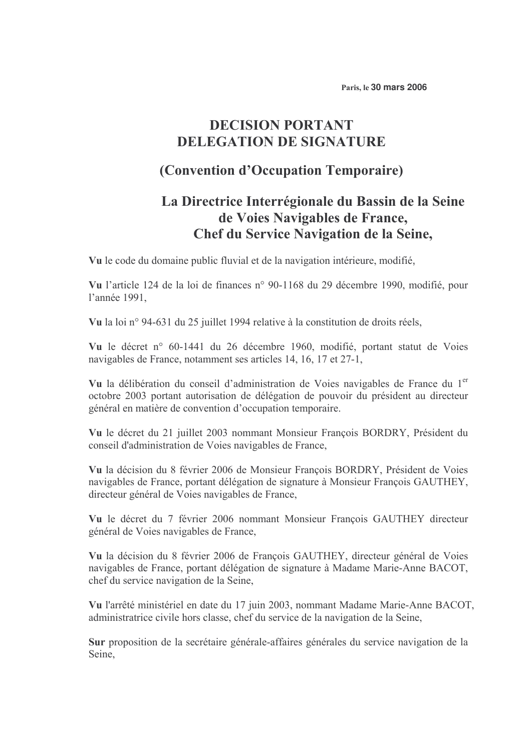Paris, le 30 mars 2006

# DECISION PORTANT DELEGATION DE SIGNATURE

## (Convention d'Occupation Temporaire)

## La Directrice Interrégionale du Bassin de la Seine de Voies Navigables de France, Chef du Service Navigation de la Seine,

**Vu** le code du domaine public fluvial et de la navigation intérieure, modifié,

**Vu** l'article 124 de la loi de finances n° 90-1168 du 29 décembre 1990, modifié, pour l'année 1991,

**Vu** la loi n° 94-631 du 25 juillet 1994 relative à la constitution de droits réels,

**Vu** le décret n° 60-1441 du 26 décembre 1960, modifié, portant statut de Voies navigables de France, notamment ses articles 14, 16, 17 et 27-1,

**Vu** la délibération du conseil d'administration de Voies navigables de France du 1er octobre 2003 portant autorisation de délégation de pouvoir du président au directeur général en matière de convention d'occupation temporaire.

**Vu** le décret du 21 juillet 2003 nommant Monsieur François BORDRY, Président du conseil d'administration de Voies navigables de France,

**Vu** la décision du 8 février 2006 de Monsieur François BORDRY, Président de Voies navigables de France, portant délégation de signature à Monsieur François GAUTHEY, directeur général de Voies navigables de France,

**Vu** le décret du 7 février 2006 nommant Monsieur François GAUTHEY directeur général de Voies navigables de France,

**Vu** la décision du 8 février 2006 de François GAUTHEY, directeur général de Voies navigables de France, portant délégation de signature à Madame Marie-Anne BACOT, chef du service navigation de la Seine,

**Vu** l'arrêté ministériel en date du 17 juin 2003, nommant Madame Marie-Anne BACOT, administratrice civile hors classe, chef du service de la navigation de la Seine,

**Sur** proposition de la secrétaire générale-affaires générales du service navigation de la Seine,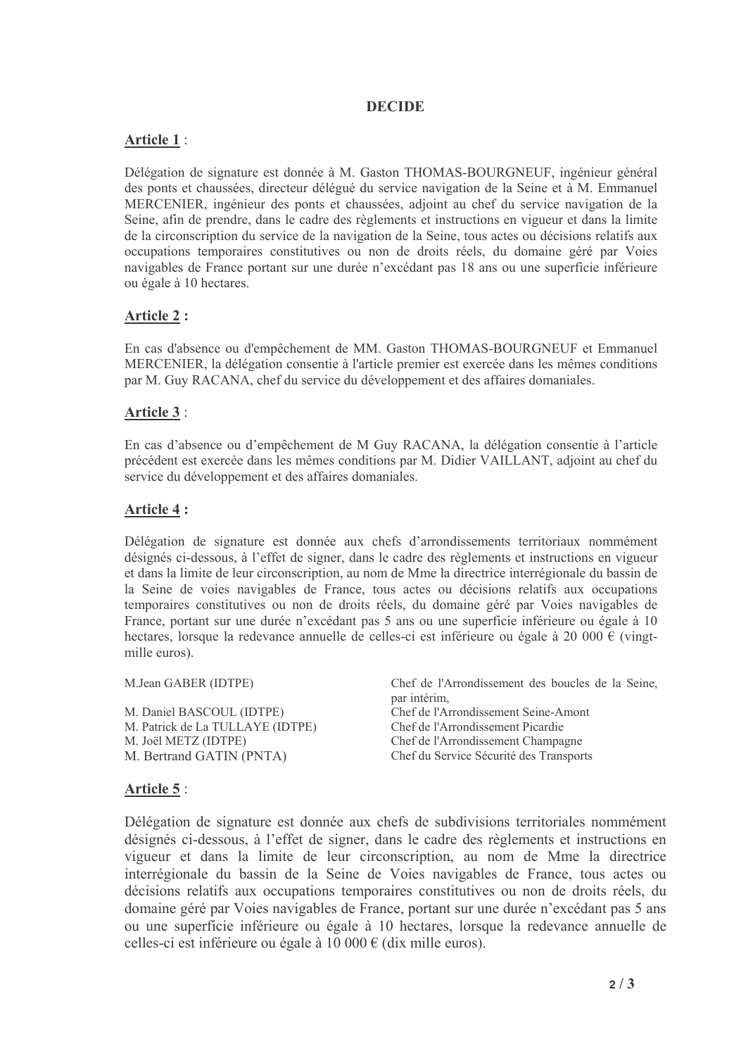**DECIDE**

**Article 1** :

Délégation de signature est donnée à M. Gaston THOMAS-BOURGNEUF, ingénieur général des ponts et chaussées, directeur délégué du service navigation de la Seine et à M. Emmanuel MERCENIER, ingénieur des ponts et chaussées, adjoint au chef du service navigation de la Seine, afin de prendre, dans le cadre des règlements et instructions en vigueur et dans la limite de la circonscription du service de la navigation de la Seine, tous actes ou décisions relatifs aux occupations temporaires constitutives ou non de droits réels, du domaine géré par Voies navigables de France portant sur une durée n'excédant pas 18 ans ou une superficie inférieure ou égale à 10 hectares.

**Article 2 :**

En cas d'absence ou d'empêchement de MM. Gaston THOMAS-BOURGNEUF et Emmanuel MERCENIER, la délégation consentie à l'article premier est exercée dans les mêmes conditions par M. Guy RACANA, chef du service du développement et des affaires domaniales.

**Article 3** :

En cas d'absence ou d'empêchement de M Guy RACANA, la délégation consentie à l'article précédent est exercée dans les mêmes conditions par M. Didier VAILLANT, adjoint au chef du service du développement et des affaires domaniales.

**Article 4 :**

Délégation de signature est donnée aux chefs d'arrondissements territoriaux nommément désignés ci-dessous, à l'effet de signer, dans le cadre des règlements et instructions en vigueur et dans la limite de leur circonscription, au nom de Mme la directrice interrégionale du bassin de la Seine de voies navigables de France, tous actes ou décisions relatifs aux occupations temporaires constitutives ou non de droits réels, du domaine géré par Voies navigables de France, portant sur une durée n'excédant pas 5 ans ou une superficie inférieure ou égale à 10 hectares, lorsque la redevance annuelle de celles-ci est inférieure ou égale à 20 000 € (vingt-mille euros).

| | |
|---|---|
| M.Jean GABER (IDTPE) | Chef de l'Arrondissement des boucles de la Seine, par intérim, |
| M. Daniel BASCOUL (IDTPE) | Chef de l'Arrondissement Seine-Amont |
| M. Patrick de La TULLAYE (IDTPE) | Chef de l'Arrondissement Picardie |
| M. Joël METZ (IDTPE) | Chef de l'Arrondissement Champagne |
| M. Bertrand GATIN (PNTA) | Chef du Service Sécurité des Transports |

**Article 5** :

Délégation de signature est donnée aux chefs de subdivisions territoriales nommément désignés ci-dessous, à l'effet de signer, dans le cadre des règlements et instructions en vigueur et dans la limite de leur circonscription, au nom de Mme la directrice interrégionale du bassin de la Seine de Voies navigables de France, tous actes ou décisions relatifs aux occupations temporaires constitutives ou non de droits réels, du domaine géré par Voies navigables de France, portant sur une durée n'excédant pas 5 ans ou une superficie inférieure ou égale à 10 hectares, lorsque la redevance annuelle de celles-ci est inférieure ou égale à 10 000 € (dix mille euros).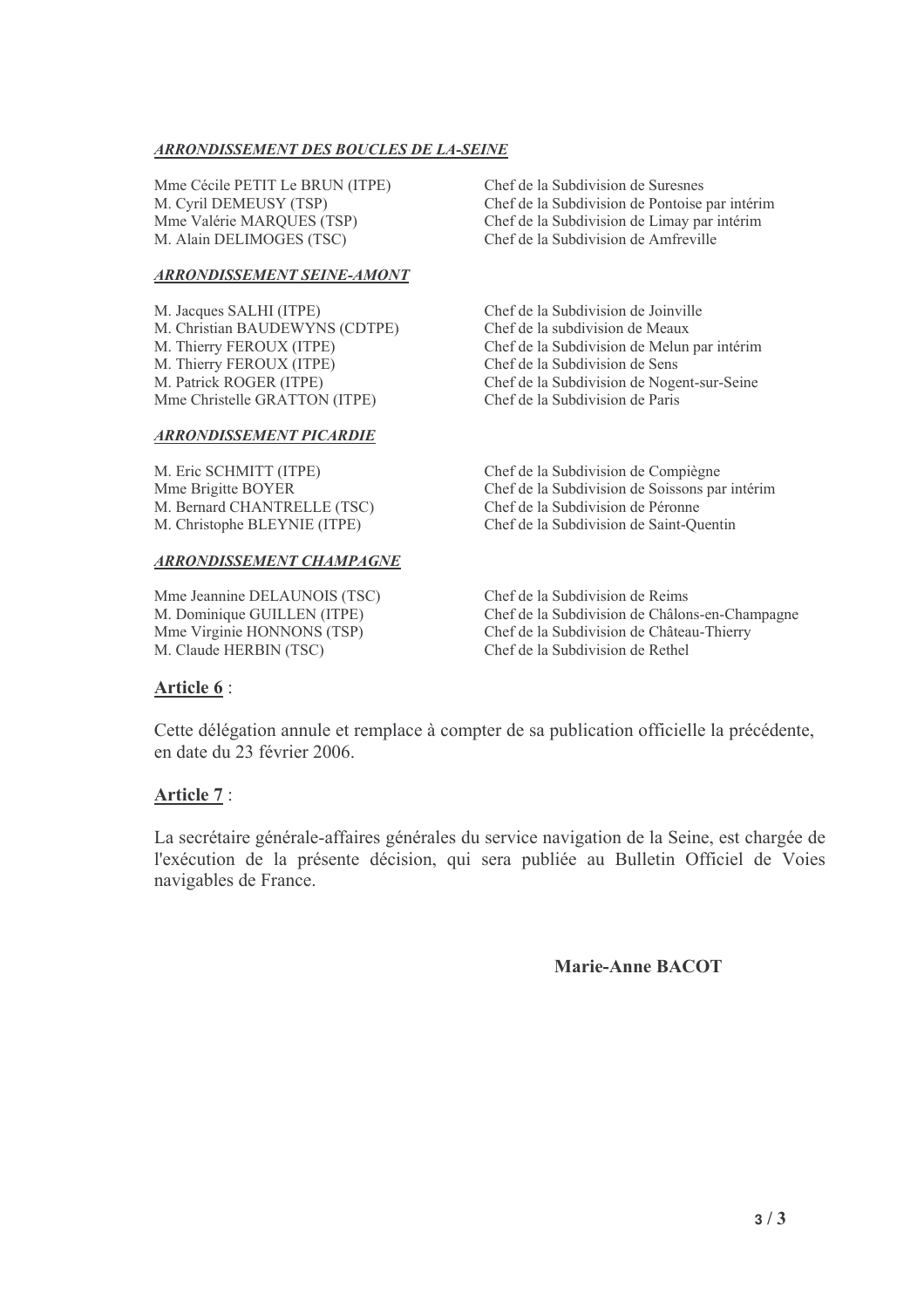***ARRONDISSEMENT DES BOUCLES DE LA-SEINE***

| | |
|---|---|
| Mme Cécile PETIT Le BRUN (ITPE) | Chef de la Subdivision de Suresnes |
| M. Cyril DEMEUSY (TSP) | Chef de la Subdivision de Pontoise par intérim |
| Mme Valérie MARQUES (TSP) | Chef de la Subdivision de Limay par intérim |
| M. Alain DELIMOGES (TSC) | Chef de la Subdivision de Amfreville |

***ARRONDISSEMENT SEINE-AMONT***

| | |
|---|---|
| M. Jacques SALHI (ITPE) | Chef de la Subdivision de Joinville |
| M. Christian BAUDEWYNS (CDTPE) | Chef de la subdivision de Meaux |
| M. Thierry FEROUX (TSP) | Chef de la Subdivision de Melun par intérim |
| M. Thierry FEROUX (ITPE) | Chef de la Subdivision de Sens |
| M. Patrick ROGER (ITPE) | Chef de la Subdivision de Nogent-sur-Seine |
| Mme Christelle GRATTON (ITPE) | Chef de la Subdivision de Paris |

***ARRONDISSEMENT PICARDIE***

| | |
|---|---|
| M. Eric SCHMITT (ITPE) | Chef de la Subdivision de Compiègne |
| Mme Brigitte BOYER | Chef de la Subdivision de Soissons par intérim |
| M. Bernard CHANTRELLE (TSC) | Chef de la Subdivision de Péronne |
| M. Christophe BLEYNIE (ITPE) | Chef de la Subdivision de Saint-Quentin |

***ARRONDISSEMENT CHAMPAGNE***

| | |
|---|---|
| Mme Jeannine DELAUNOIS (TSC) | Chef de la Subdivision de Reims |
| M. Dominique GUILLEN (ITPE) | Chef de la Subdivision de Châlons-en-Champagne |
| Mme Virginie HONNONS (TSP) | Chef de la Subdivision de Château-Thierry |
| M. Claude HERBIN (TSC) | Chef de la Subdivision de Rethel |

**Article 6** :

Cette délégation annule et remplace à compter de sa publication officielle la précédente, en date du 23 février 2006.

**Article 7** :

La secrétaire générale-affaires générales du service navigation de la Seine, est chargée de l'exécution de la présente décision, qui sera publiée au Bulletin Officiel de Voies navigables de France.

**Marie-Anne BACOT**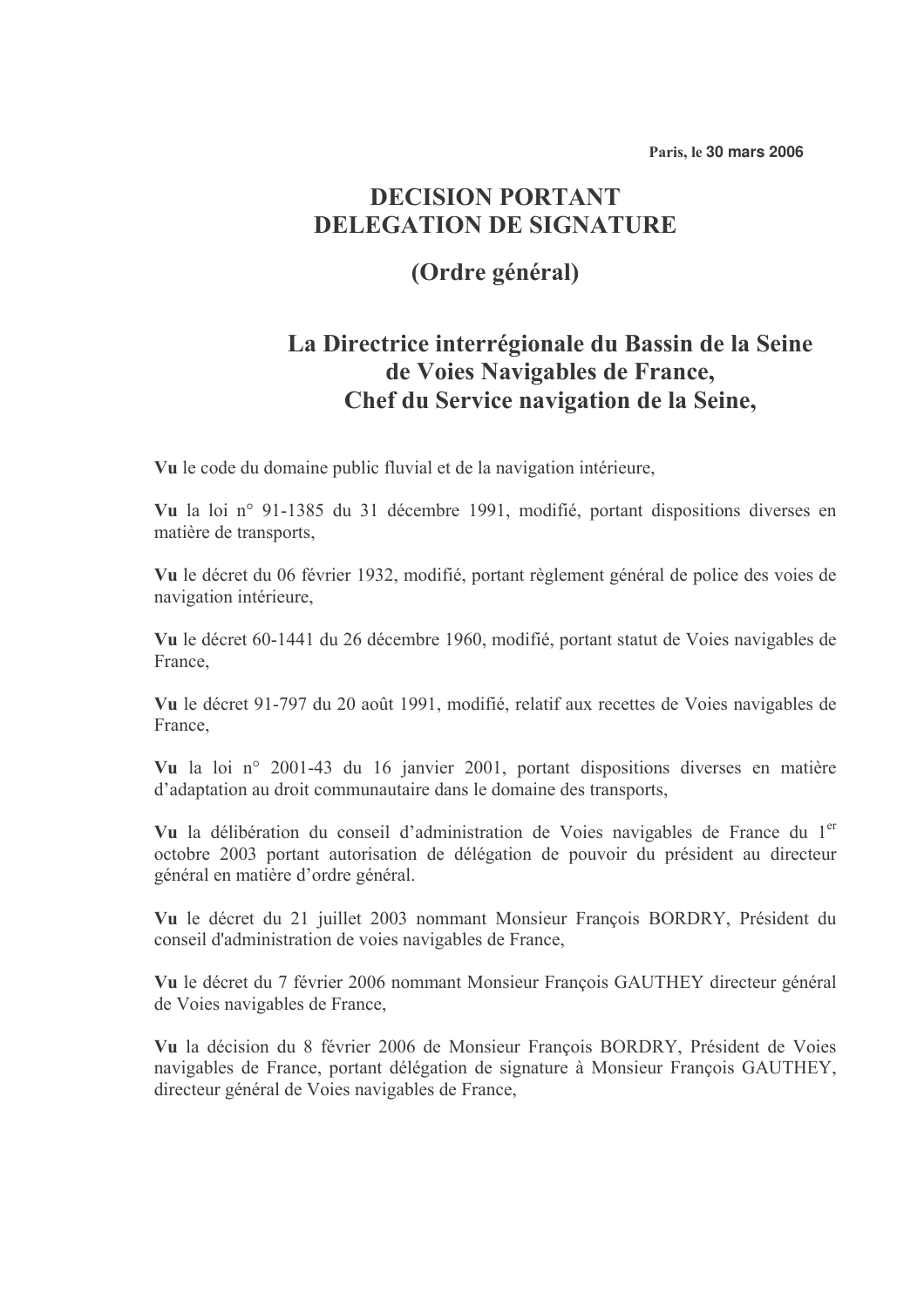Paris, le **30 mars 2006**

# DECISION PORTANT DELEGATION DE SIGNATURE

## (Ordre général)

### La Directrice interrégionale du Bassin de la Seine de Voies Navigables de France, Chef du Service navigation de la Seine,

**Vu** le code du domaine public fluvial et de la navigation intérieure,

**Vu** la loi n° 91-1385 du 31 décembre 1991, modifié, portant dispositions diverses en matière de transports,

**Vu** le décret du 06 février 1932, modifié, portant règlement général de police des voies de navigation intérieure,

**Vu** le décret 60-1441 du 26 décembre 1960, modifié, portant statut de Voies navigables de France,

**Vu** le décret 91-797 du 20 août 1991, modifié, relatif aux recettes de Voies navigables de France,

**Vu** la loi n° 2001-43 du 16 janvier 2001, portant dispositions diverses en matière d'adaptation au droit communautaire dans le domaine des transports,

**Vu** la délibération du conseil d'administration de Voies navigables de France du 1er octobre 2003 portant autorisation de délégation de pouvoir du président au directeur général en matière d'ordre général.

**Vu** le décret du 21 juillet 2003 nommant Monsieur François BORDRY, Président du conseil d'administration de voies navigables de France,

**Vu** le décret du 7 février 2006 nommant Monsieur François GAUTHEY directeur général de Voies navigables de France,

**Vu** la décision du 8 février 2006 de Monsieur François BORDRY, Président de Voies navigables de France, portant délégation de signature à Monsieur François GAUTHEY, directeur général de Voies navigables de France,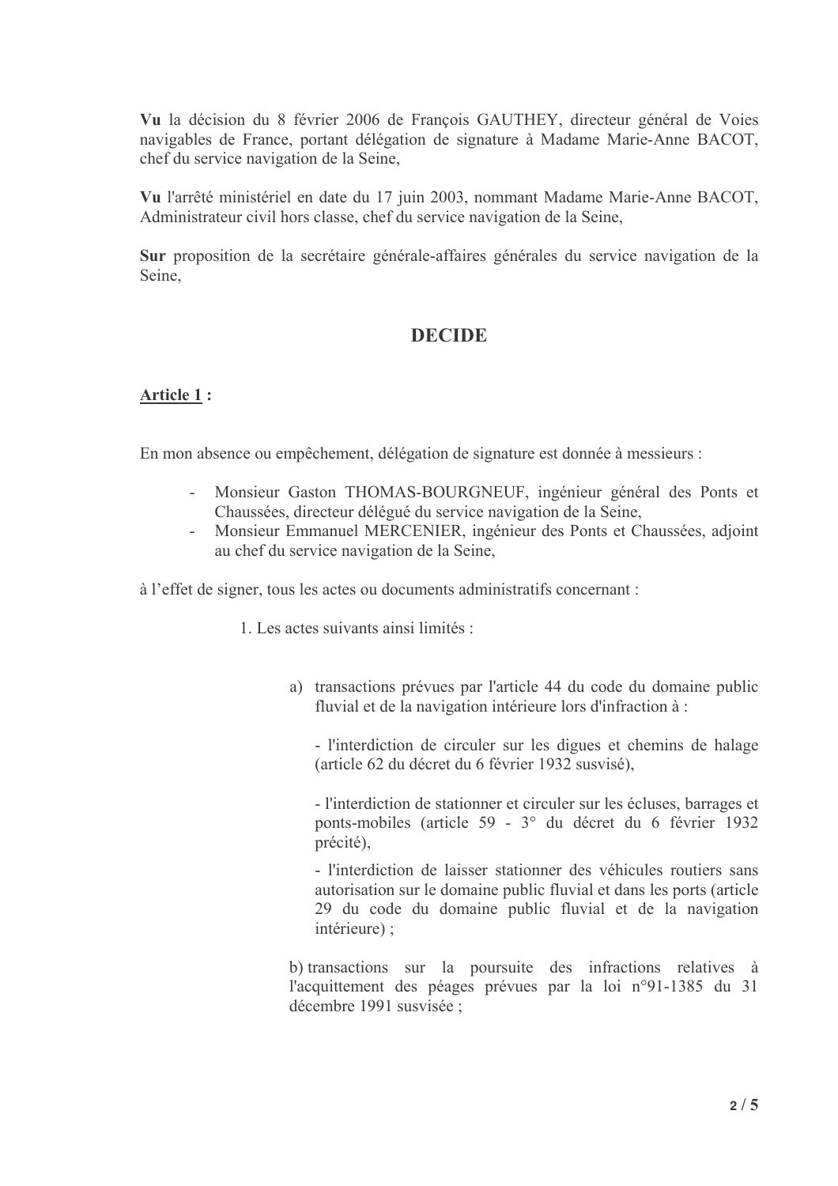**Vu** la décision du 8 février 2006 de François GAUTHEY, directeur général de Voies navigables de France, portant délégation de signature à Madame Marie-Anne BACOT, chef du service navigation de la Seine,

**Vu** l'arrêté ministériel en date du 17 juin 2003, nommant Madame Marie-Anne BACOT, Administrateur civil hors classe, chef du service navigation de la Seine,

**Sur** proposition de la secrétaire générale-affaires générales du service navigation de la Seine,

## DECIDE

**Article 1 :**

En mon absence ou empêchement, délégation de signature est donnée à messieurs :

- Monsieur Gaston THOMAS-BOURGNEUF, ingénieur général des Ponts et Chaussées, directeur délégué du service navigation de la Seine,
- Monsieur Emmanuel MERCENIER, ingénieur des Ponts et Chaussées, adjoint au chef du service navigation de la Seine,

à l'effet de signer, tous les actes ou documents administratifs concernant :

1. Les actes suivants ainsi limités :

a) transactions prévues par l'article 44 du code du domaine public fluvial et de la navigation intérieure lors d'infraction à :

- l'interdiction de circuler sur les digues et chemins de halage (article 62 du décret du 6 février 1932 susvisé),

- l'interdiction de stationner et circuler sur les écluses, barrages et ponts-mobiles (article 59 - 3° du décret du 6 février 1932 précité),

- l'interdiction de laisser stationner des véhicules routiers sans autorisation sur le domaine public fluvial et dans les ports (article 29 du code du domaine public fluvial et de la navigation intérieure) ;

b) transactions sur la poursuite des infractions relatives à l'acquittement des péages prévues par la loi n°91-1385 du 31 décembre 1991 susvisée ;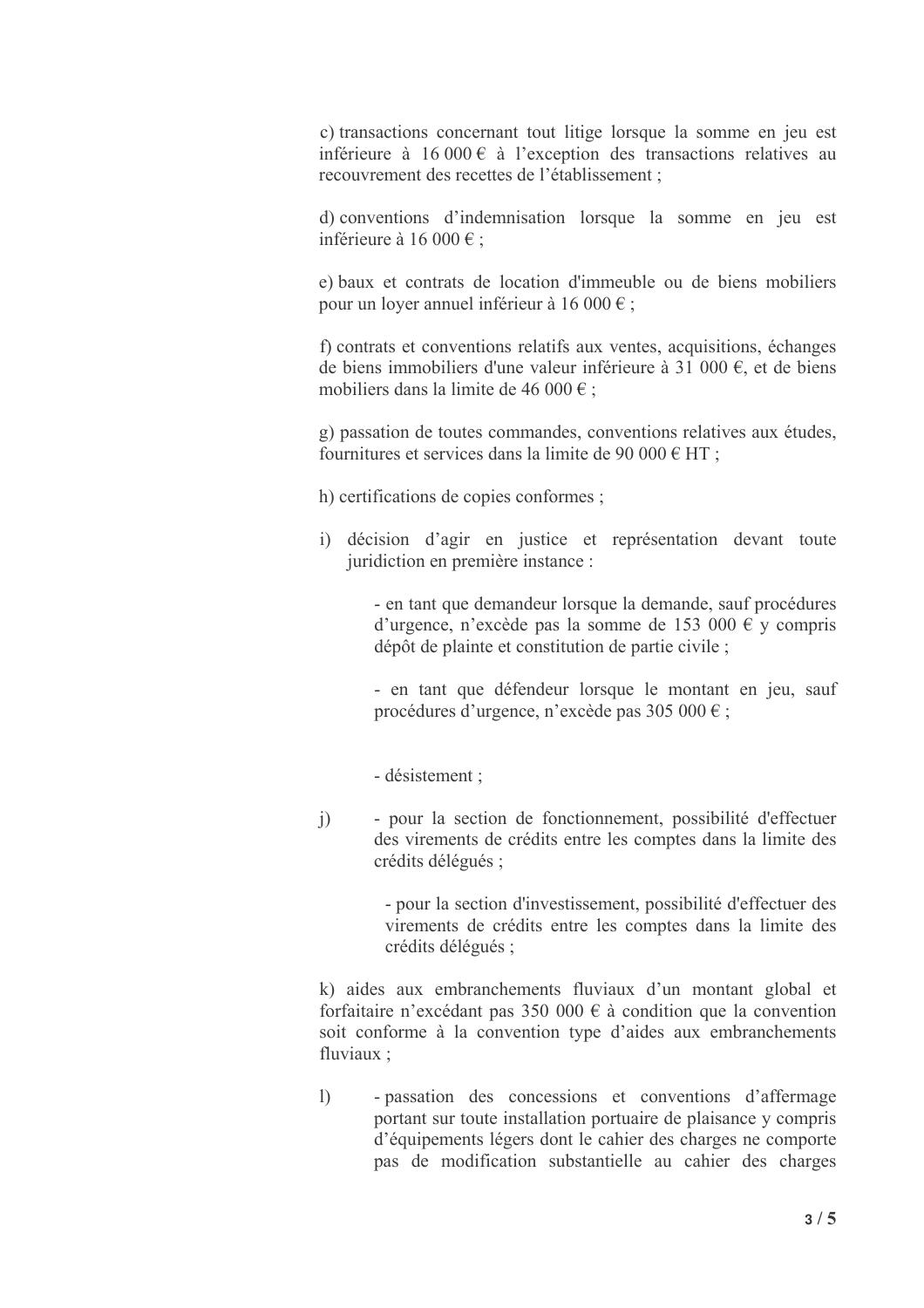c) transactions concernant tout litige lorsque la somme en jeu est inférieure à 16 000 € à l'exception des transactions relatives au recouvrement des recettes de l'établissement ;

d) conventions d'indemnisation lorsque la somme en jeu est inférieure à 16 000 € ;

e) baux et contrats de location d'immeuble ou de biens mobiliers pour un loyer annuel inférieur à 16 000 € ;

f) contrats et conventions relatifs aux ventes, acquisitions, échanges de biens immobiliers d'une valeur inférieure à 31 000 €, et de biens mobiliers dans la limite de 46 000 € ;

g) passation de toutes commandes, conventions relatives aux études, fournitures et services dans la limite de 90 000 € HT ;

h) certifications de copies conformes ;

i) décision d'agir en justice et représentation devant toute juridiction en première instance :

- en tant que demandeur lorsque la demande, sauf procédures d'urgence, n'excède pas la somme de 153 000 € y compris dépôt de plainte et constitution de partie civile ;

- en tant que défendeur lorsque le montant en jeu, sauf procédures d'urgence, n'excède pas 305 000 € ;

- désistement ;

j) - pour la section de fonctionnement, possibilité d'effectuer des virements de crédits entre les comptes dans la limite des crédits délégués ;

- pour la section d'investissement, possibilité d'effectuer des virements de crédits entre les comptes dans la limite des crédits délégués ;

k) aides aux embranchements fluviaux d'un montant global et forfaitaire n'excédant pas 350 000 € à condition que la convention soit conforme à la convention type d'aides aux embranchements fluviaux ;

l) - passation des concessions et conventions d'affermage portant sur toute installation portuaire de plaisance y compris d'équipements légers dont le cahier des charges ne comporte pas de modification substantielle au cahier des charges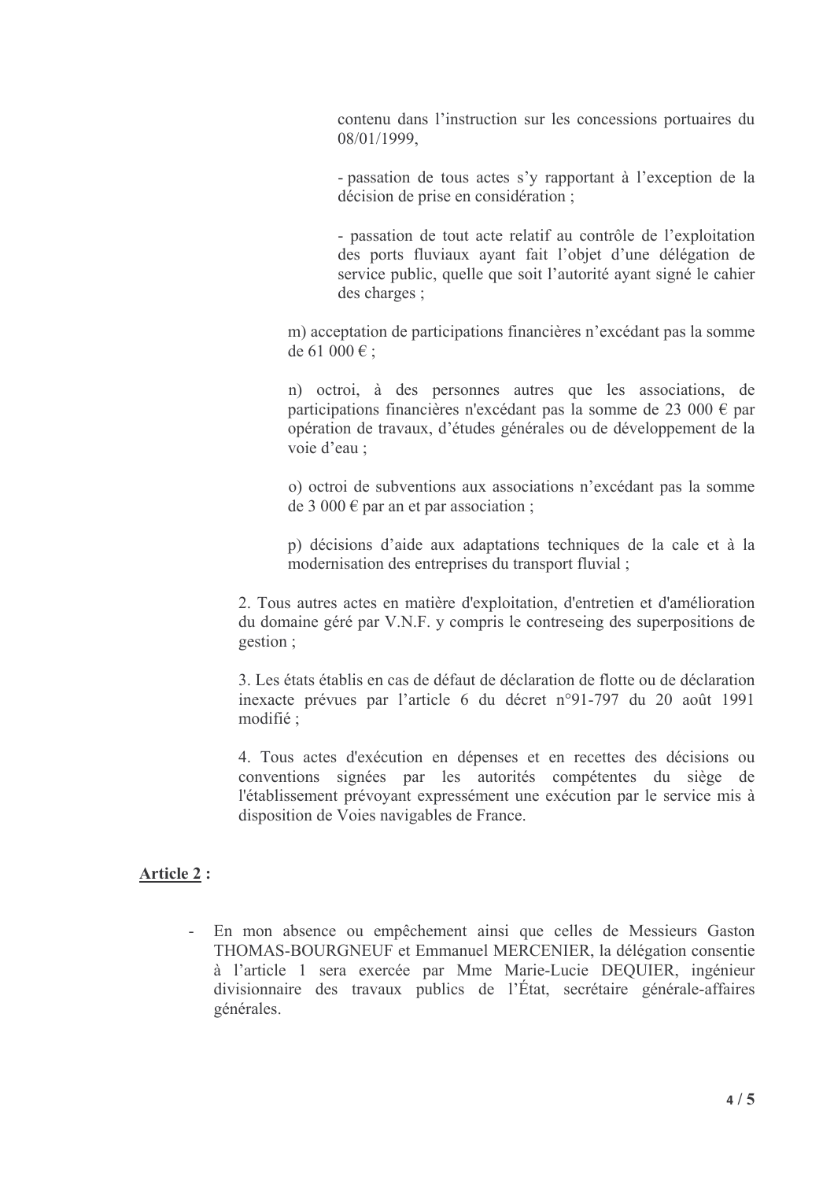contenu dans l'instruction sur les concessions portuaires du 08/01/1999,

- passation de tous actes s'y rapportant à l'exception de la décision de prise en considération ;

- passation de tout acte relatif au contrôle de l'exploitation des ports fluviaux ayant fait l'objet d'une délégation de service public, quelle que soit l'autorité ayant signé le cahier des charges ;

m) acceptation de participations financières n'excédant pas la somme de 61 000 € ;

n) octroi, à des personnes autres que les associations, de participations financières n'excédant pas la somme de 23 000 € par opération de travaux, d'études générales ou de développement de la voie d'eau ;

o) octroi de subventions aux associations n'excédant pas la somme de 3 000 € par an et par association ;

p) décisions d'aide aux adaptations techniques de la cale et à la modernisation des entreprises du transport fluvial ;

2. Tous autres actes en matière d'exploitation, d'entretien et d'amélioration du domaine géré par V.N.F. y compris le contreseing des superpositions de gestion ;

3. Les états établis en cas de défaut de déclaration de flotte ou de déclaration inexacte prévues par l'article 6 du décret n°91-797 du 20 août 1991 modifié ;

4. Tous actes d'exécution en dépenses et en recettes des décisions ou conventions signées par les autorités compétentes du siège de l'établissement prévoyant expressément une exécution par le service mis à disposition de Voies navigables de France.

**Article 2 :**

- En mon absence ou empêchement ainsi que celles de Messieurs Gaston THOMAS-BOURGNEUF et Emmanuel MERCENIER, la délégation consentie à l'article 1 sera exercée par Mme Marie-Lucie DEQUIER, ingénieur divisionnaire des travaux publics de l'État, secrétaire générale-affaires générales.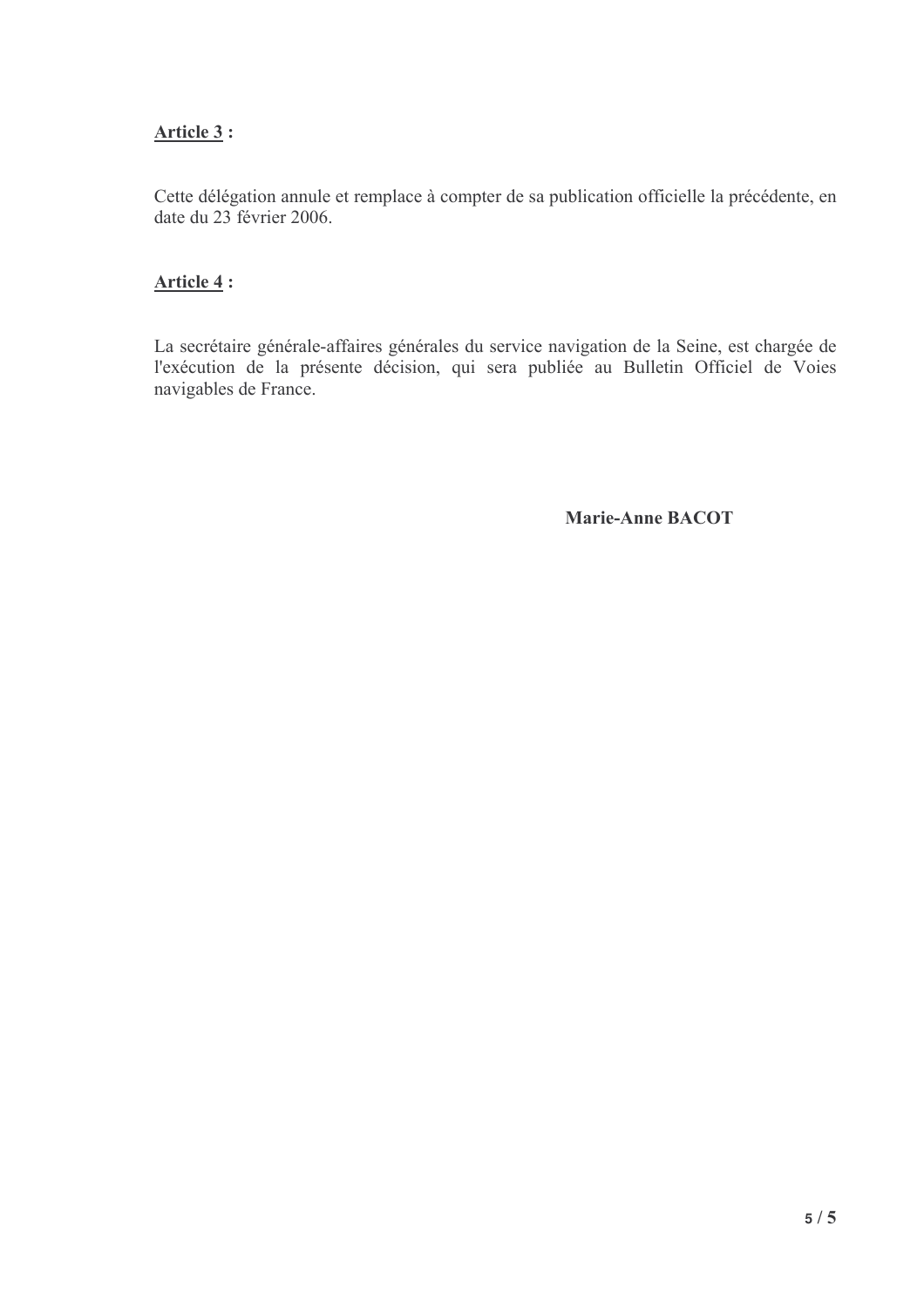**Article 3 :**

Cette délégation annule et remplace à compter de sa publication officielle la précédente, en date du 23 février 2006.

**Article 4 :**

La secrétaire générale-affaires générales du service navigation de la Seine, est chargée de l'exécution de la présente décision, qui sera publiée au Bulletin Officiel de Voies navigables de France.

**Marie-Anne BACOT**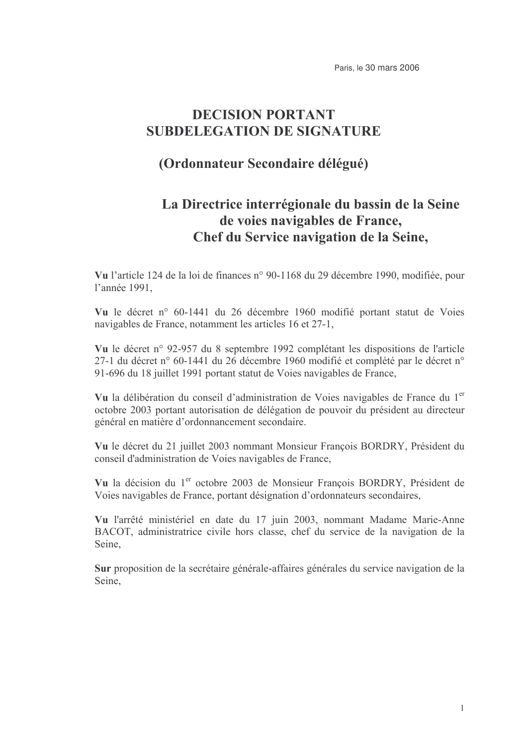Paris, le 30 mars 2006

# DECISION PORTANT SUBDELEGATION DE SIGNATURE

## (Ordonnateur Secondaire délégué)

### La Directrice interrégionale du bassin de la Seine de voies navigables de France, Chef du Service navigation de la Seine,

**Vu** l'article 124 de la loi de finances n° 90-1168 du 29 décembre 1990, modifiée, pour l'année 1991,

**Vu** le décret n° 60-1441 du 26 décembre 1960 modifié portant statut de Voies navigables de France, notamment les articles 16 et 27-1,

**Vu** le décret n° 92-957 du 8 septembre 1992 complétant les dispositions de l'article 27-1 du décret n° 60-1441 du 26 décembre 1960 modifié et complété par le décret n° 91-696 du 18 juillet 1991 portant statut de Voies navigables de France,

**Vu** la délibération du conseil d'administration de Voies navigables de France du 1er octobre 2003 portant autorisation de délégation de pouvoir du président au directeur général en matière d'ordonnancement secondaire.

**Vu** le décret du 21 juillet 2003 nommant Monsieur François BORDRY, Président du conseil d'administration de Voies navigables de France,

**Vu** la décision du 1er octobre 2003 de Monsieur François BORDRY, Président de Voies navigables de France, portant désignation d'ordonnateurs secondaires,

**Vu** l'arrêté ministériel en date du 17 juin 2003, nommant Madame Marie-Anne BACOT, administratrice civile hors classe, chef du service de la navigation de la Seine,

**Sur** proposition de la secrétaire générale-affaires générales du service navigation de la Seine,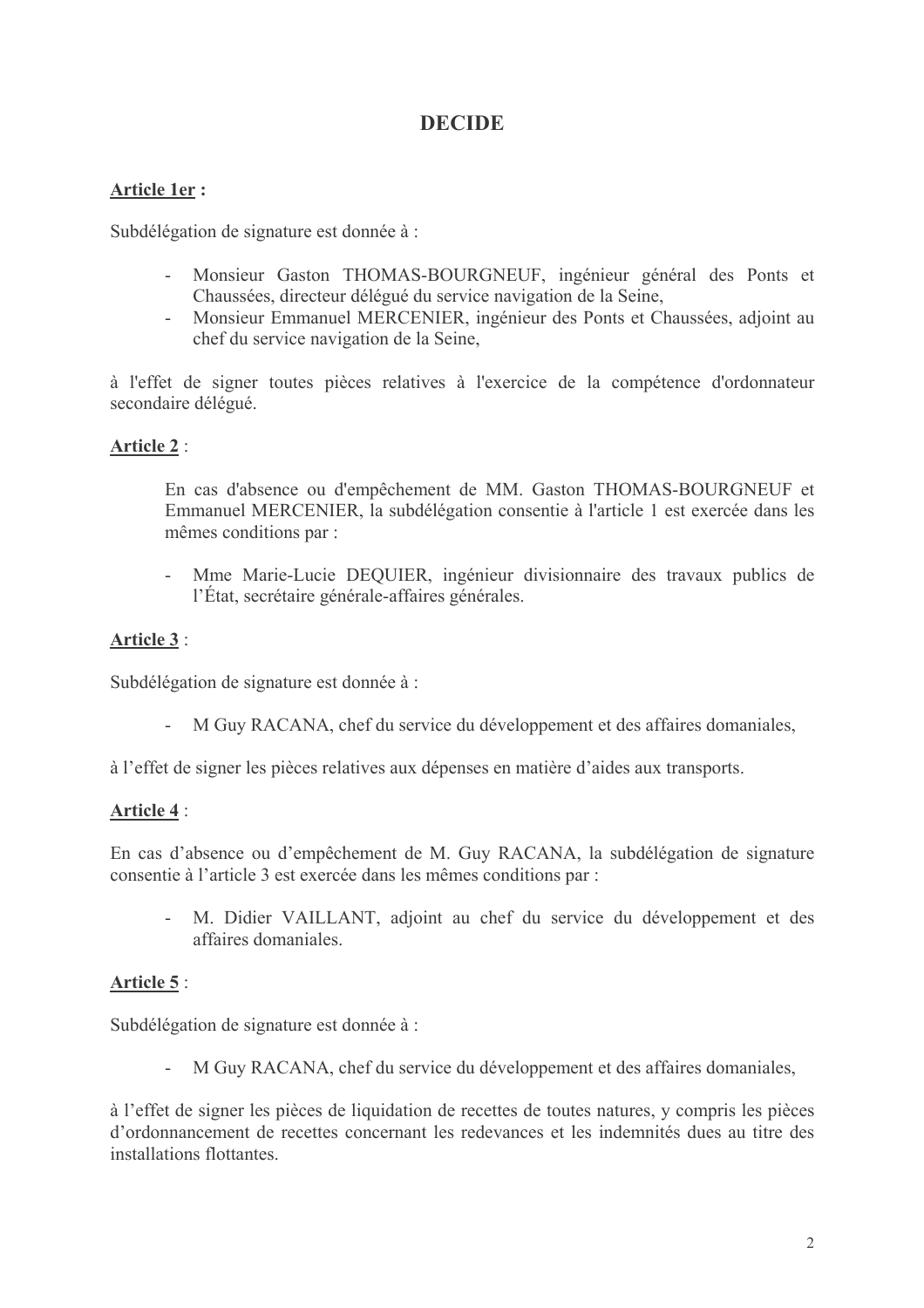# DECIDE

**Article 1er :**

Subdélégation de signature est donnée à :

- Monsieur Gaston THOMAS-BOURGNEUF, ingénieur général des Ponts et Chaussées, directeur délégué du service navigation de la Seine,
- Monsieur Emmanuel MERCENIER, ingénieur des Ponts et Chaussées, adjoint au chef du service navigation de la Seine,

à l'effet de signer toutes pièces relatives à l'exercice de la compétence d'ordonnateur secondaire délégué.

**Article 2** :

En cas d'absence ou d'empêchement de MM. Gaston THOMAS-BOURGNEUF et Emmanuel MERCENIER, la subdélégation consentie à l'article 1 est exercée dans les mêmes conditions par :

- Mme Marie-Lucie DEQUIER, ingénieur divisionnaire des travaux publics de l'État, secrétaire générale-affaires générales.

**Article 3** :

Subdélégation de signature est donnée à :

- M Guy RACANA, chef du service du développement et des affaires domaniales,

à l'effet de signer les pièces relatives aux dépenses en matière d'aides aux transports.

**Article 4** :

En cas d'absence ou d'empêchement de M. Guy RACANA, la subdélégation de signature consentie à l'article 3 est exercée dans les mêmes conditions par :

- M. Didier VAILLANT, adjoint au chef du service du développement et des affaires domaniales.

**Article 5** :

Subdélégation de signature est donnée à :

- M Guy RACANA, chef du service du développement et des affaires domaniales,

à l'effet de signer les pièces de liquidation de recettes de toutes natures, y compris les pièces d'ordonnancement de recettes concernant les redevances et les indemnités dues au titre des installations flottantes.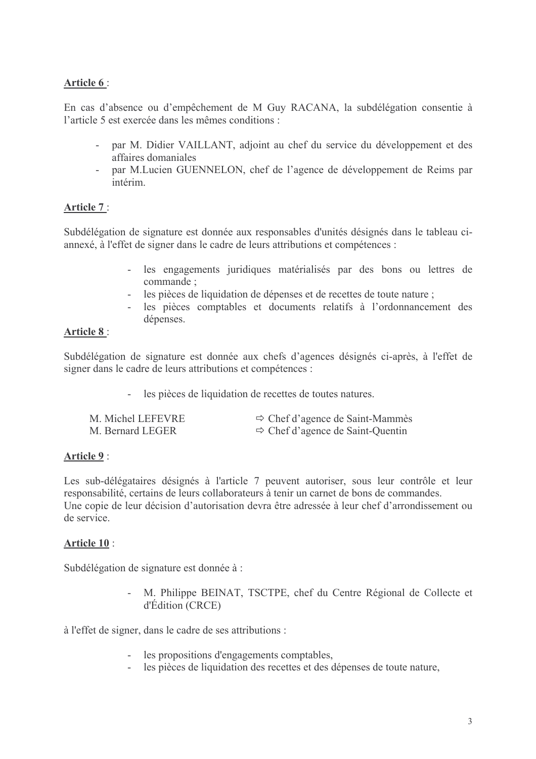**Article 6** :

En cas d'absence ou d'empêchement de M Guy RACANA, la subdélégation consentie à l'article 5 est exercée dans les mêmes conditions :

- par M. Didier VAILLANT, adjoint au chef du service du développement et des affaires domaniales
- par M.Lucien GUENNELON, chef de l'agence de développement de Reims par intérim.

**Article 7** :

Subdélégation de signature est donnée aux responsables d'unités désignés dans le tableau ci-annexé, à l'effet de signer dans le cadre de leurs attributions et compétences :

- les engagements juridiques matérialisés par des bons ou lettres de commande ;
- les pièces de liquidation de dépenses et de recettes de toute nature ;
- les pièces comptables et documents relatifs à l'ordonnancement des dépenses.

**Article 8** :

Subdélégation de signature est donnée aux chefs d'agences désignés ci-après, à l'effet de signer dans le cadre de leurs attributions et compétences :

- les pièces de liquidation de recettes de toutes natures.

M. Michel LEFEVRE ⇨ Chef d'agence de Saint-Mammès
M. Bernard LEGER ⇨ Chef d'agence de Saint-Quentin

**Article 9** :

Les sub-délégataires désignés à l'article 7 peuvent autoriser, sous leur contrôle et leur responsabilité, certains de leurs collaborateurs à tenir un carnet de bons de commandes.
Une copie de leur décision d'autorisation devra être adressée à leur chef d'arrondissement ou de service.

**Article 10** :

Subdélégation de signature est donnée à :

- M. Philippe BEINAT, TSCTPE, chef du Centre Régional de Collecte et d'Édition (CRCE)

à l'effet de signer, dans le cadre de ses attributions :

- les propositions d'engagements comptables,
- les pièces de liquidation des recettes et des dépenses de toute nature,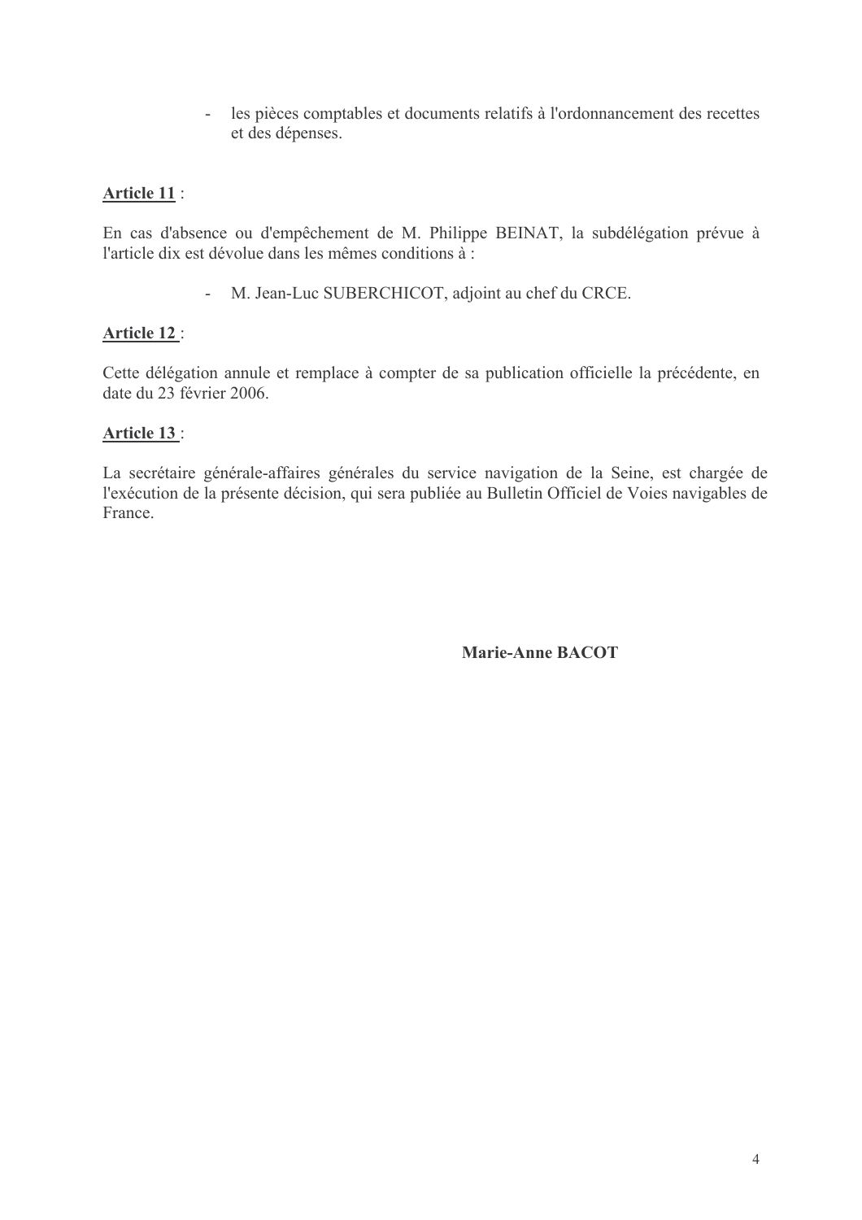- les pièces comptables et documents relatifs à l'ordonnancement des recettes et des dépenses.

**Article 11** :

En cas d'absence ou d'empêchement de M. Philippe BEINAT, la subdélégation prévue à l'article dix est dévolue dans les mêmes conditions à :

- M. Jean-Luc SUBERCHICOT, adjoint au chef du CRCE.

**Article 12** :

Cette délégation annule et remplace à compter de sa publication officielle la précédente, en date du 23 février 2006.

**Article 13** :

La secrétaire générale-affaires générales du service navigation de la Seine, est chargée de l'exécution de la présente décision, qui sera publiée au Bulletin Officiel de Voies navigables de France.

**Marie-Anne BACOT**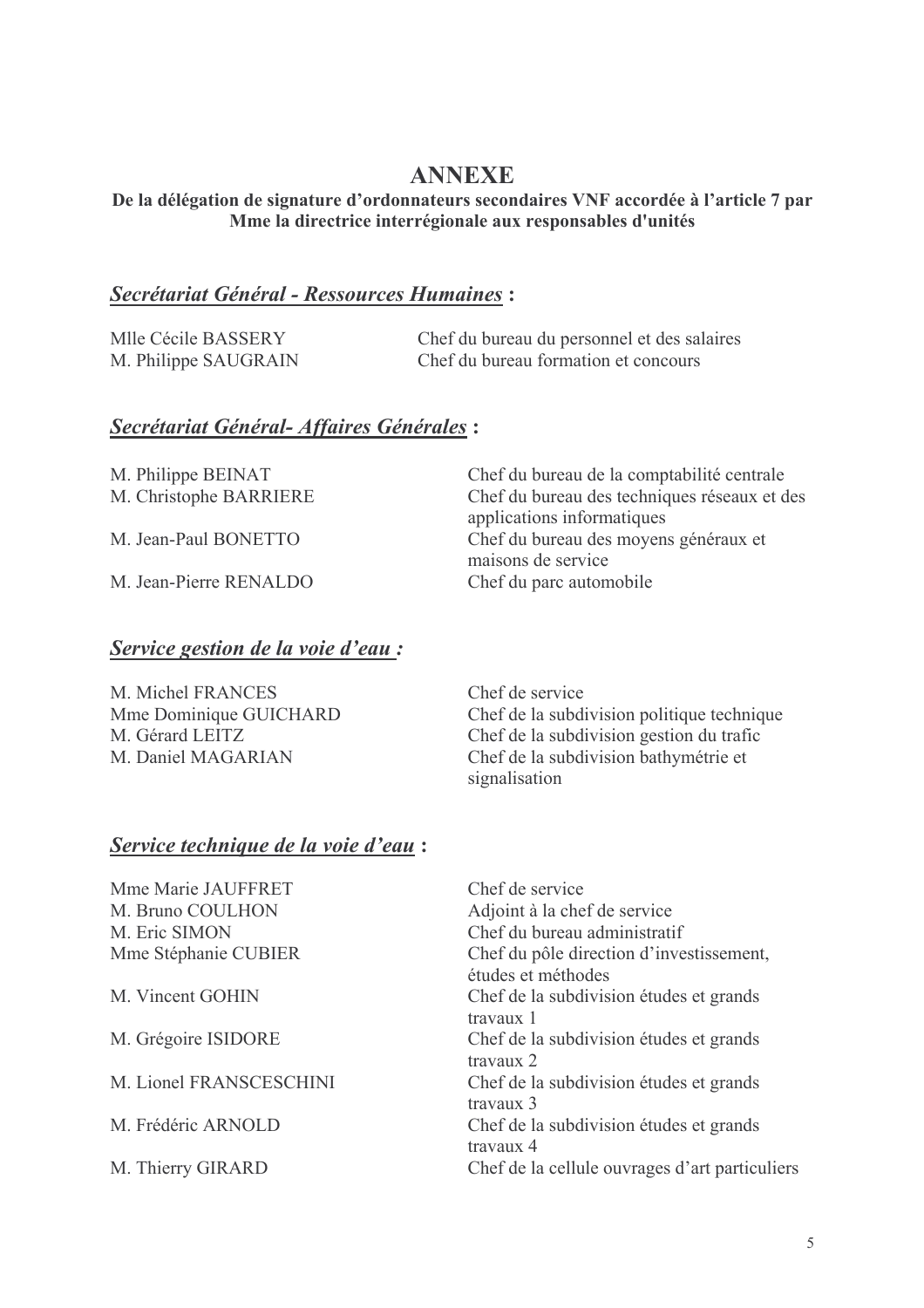# ANNEXE

**De la délégation de signature d'ordonnateurs secondaires VNF accordée à l'article 7 par Mme la directrice interrégionale aux responsables d'unités**

## ***Secrétariat Général - Ressources Humaines* :**

| | |
|---|---|
| Mlle Cécile BASSERY | Chef du bureau du personnel et des salaires |
| M. Philippe SAUGRAIN | Chef du bureau formation et concours |

## ***Secrétariat Général- Affaires Générales* :**

| | |
|---|---|
| M. Philippe BEINAT | Chef du bureau de la comptabilité centrale |
| M. Christophe BARRIERE | Chef du bureau des techniques réseaux et des applications informatiques |
| M. Jean-Paul BONETTO | Chef du bureau des moyens généraux et maisons de service |
| M. Jean-Pierre RENALDO | Chef du parc automobile |

## ***Service gestion de la voie d'eau :***

| | |
|---|---|
| M. Michel FRANCES | Chef de service |
| Mme Dominique GUICHARD | Chef de la subdivision politique technique |
| M. Gérard LEITZ | Chef de la subdivision gestion du trafic |
| M. Daniel MAGARIAN | Chef de la subdivision bathymétrie et signalisation |

## ***Service technique de la voie d'eau* :**

| | |
|---|---|
| Mme Marie JAUFFRET | Chef de service |
| M. Bruno COULHON | Adjoint à la chef de service |
| M. Eric SIMON | Chef du bureau administratif |
| Mme Stéphanie CUBIER | Chef du pôle direction d'investissement, études et méthodes |
| M. Vincent GOHIN | Chef de la subdivision études et grands travaux 1 |
| M. Grégoire ISIDORE | Chef de la subdivision études et grands travaux 2 |
| M. Lionel FRANSCESCHINI | Chef de la subdivision études et grands travaux 3 |
| M. Frédéric ARNOLD | Chef de la subdivision études et grands travaux 4 |
| M. Thierry GIRARD | Chef de la cellule ouvrages d'art particuliers |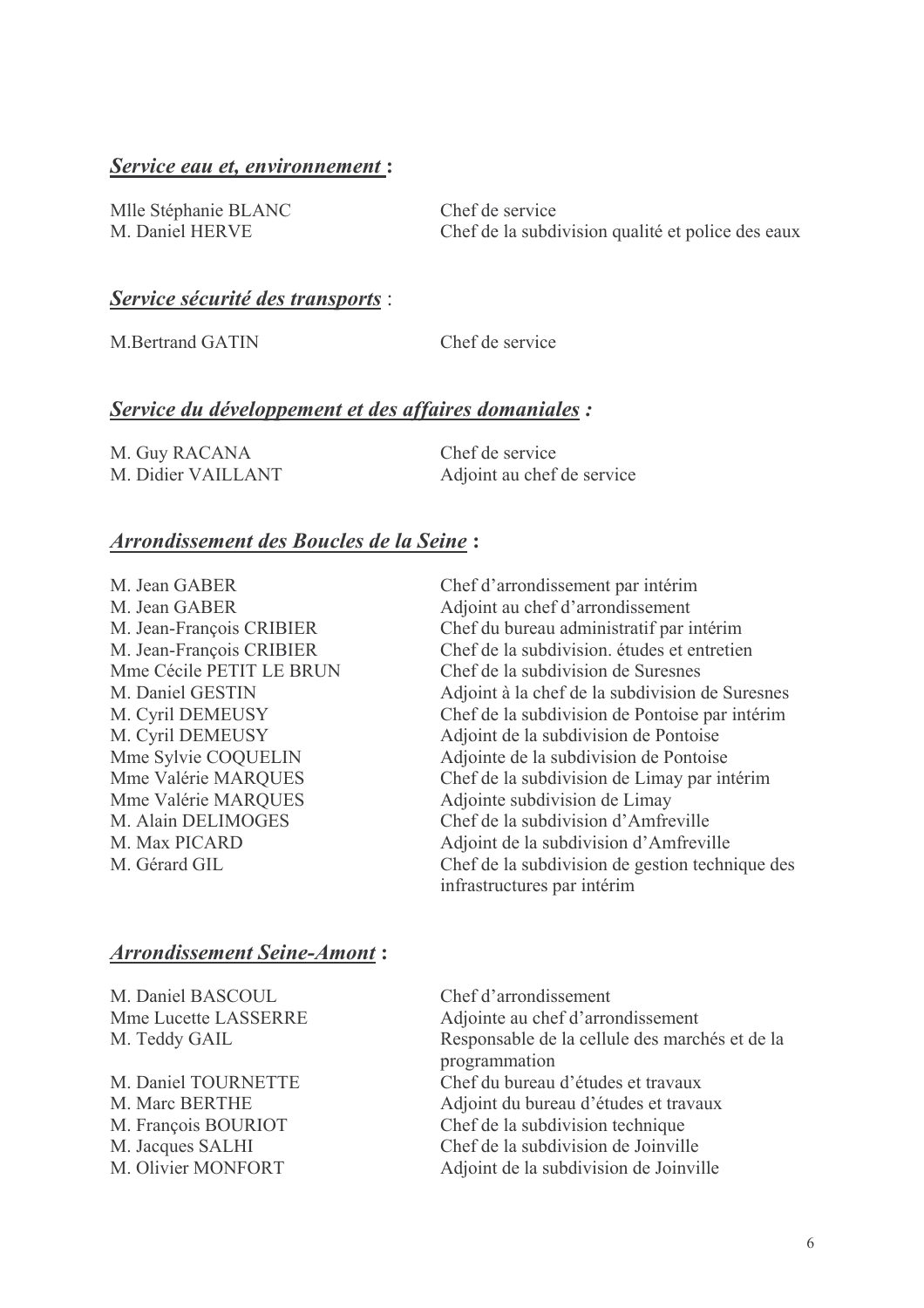### ***Service eau et, environnement*** **:**

| | |
|---|---|
| Mlle Stéphanie BLANC | Chef de service |
| M. Daniel HERVE | Chef de la subdivision qualité et police des eaux |

### ***Service sécurité des transports*** :

| | |
|---|---|
| M.Bertrand GATIN | Chef de service |

### ***Service du développement et des affaires domaniales :***

| | |
|---|---|
| M. Guy RACANA | Chef de service |
| M. Didier VAILLANT | Adjoint au chef de service |

### ***Arrondissement des Boucles de la Seine*** **:**

| | |
|---|---|
| M. Jean GABER | Chef d'arrondissement par intérim |
| M. Jean GABER | Adjoint au chef d'arrondissement |
| M. Jean-François CRIBIER | Chef du bureau administratif par intérim |
| M. Jean-François CRIBIER | Chef de la subdivision. études et entretien |
| Mme Cécile PETIT LE BRUN | Chef de la subdivision de Suresnes |
| M. Daniel GESTIN | Adjoint à la chef de la subdivision de Suresnes |
| M. Cyril DEMEUSY | Chef de la subdivision de Pontoise par intérim |
| M. Cyril DEMEUSY | Adjoint de la subdivision de Pontoise |
| Mme Sylvie COQUELIN | Adjointe de la subdivision de Pontoise |
| Mme Valérie MARQUES | Chef de la subdivision de Limay par intérim |
| Mme Valérie MARQUES | Adjointe subdivision de Limay |
| M. Alain DELIMOGES | Chef de la subdivision d'Amfreville |
| M. Max PICARD | Adjoint de la subdivision d'Amfreville |
| M. Gérard GIL | Chef de la subdivision de gestion technique des infrastructures par intérim |

### ***Arrondissement Seine-Amont*** **:**

| | |
|---|---|
| M. Daniel BASCOUL | Chef d'arrondissement |
| Mme Lucette LASSERRE | Adjointe au chef d'arrondissement |
| M. Teddy GAIL | Responsable de la cellule des marchés et de la programmation |
| M. Daniel TOURNETTE | Chef du bureau d'études et travaux |
| M. Marc BERTHE | Adjoint du bureau d'études et travaux |
| M. François BOURIOT | Chef de la subdivision technique |
| M. Jacques SALHI | Chef de la subdivision de Joinville |
| M. Olivier MONFORT | Adjoint de la subdivision de Joinville |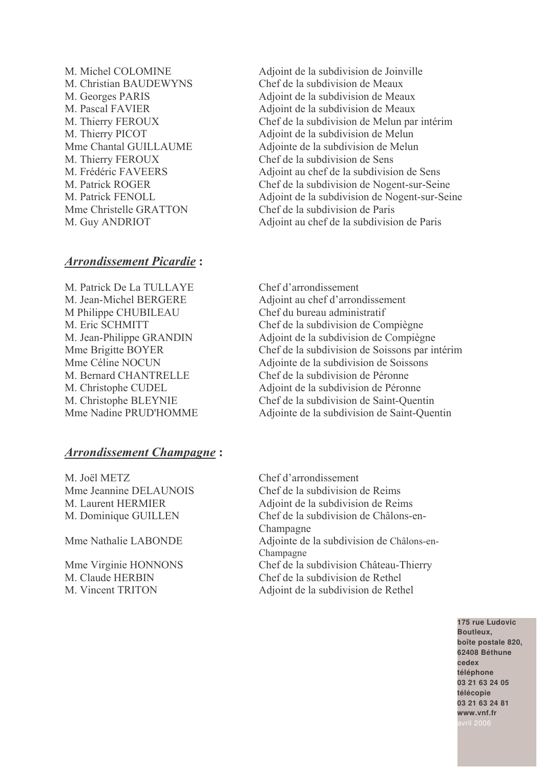| | |
|---|---|
| M. Michel COLOMINE | Adjoint de la subdivision de Joinville |
| M. Christian BAUDEWYNS | Chef de la subdivision de Meaux |
| M. Georges PARIS | Adjoint de la subdivision de Meaux |
| M. Pascal FAVIER | Adjoint de la subdivision de Meaux |
| M. Thierry FEROUX | Chef de la subdivision de Melun par intérim |
| M. Thierry PICOT | Adjoint de la subdivision de Melun |
| Mme Chantal GUILLAUME | Adjointe de la subdivision de Melun |
| M. Thierry FEROUX | Chef de la subdivision de Sens |
| M. Frédéric FAVEERS | Adjoint au chef de la subdivision de Sens |
| M. Patrick ROGER | Chef de la subdivision de Nogent-sur-Seine |
| M. Patrick FENOLL | Adjoint de la subdivision de Nogent-sur-Seine |
| Mme Christelle GRATTON | Chef de la subdivision de Paris |
| M. Guy ANDRIOT | Adjoint au chef de la subdivision de Paris |

## ***Arrondissement Picardie*** :

| | |
|---|---|
| M. Patrick De La TULLAYE | Chef d'arrondissement |
| M. Jean-Michel BERGERE | Adjoint au chef d'arrondissement |
| M Philippe CHUBILEAU | Chef du bureau administratif |
| M. Eric SCHMITT | Chef de la subdivision de Compiègne |
| M. Jean-Philippe GRANDIN | Adjoint de la subdivision de Compiègne |
| Mme Brigitte BOYER | Chef de la subdivision de Soissons par intérim |
| Mme Céline NOCUN | Adjointe de la subdivision de Soissons |
| M. Bernard CHANTRELLE | Chef de la subdivision de Péronne |
| M. Christophe CUDEL | Adjoint de la subdivision de Péronne |
| M. Christophe BLEYNIE | Chef de la subdivision de Saint-Quentin |
| Mme Nadine PRUD'HOMME | Adjointe de la subdivision de Saint-Quentin |

## ***Arrondissement Champagne*** :

| | |
|---|---|
| M. Joël METZ | Chef d'arrondissement |
| Mme Jeannine DELAUNOIS | Chef de la subdivision de Reims |
| M. Laurent HERMIER | Adjoint de la subdivision de Reims |
| M. Dominique GUILLEN | Chef de la subdivision de Châlons-en-Champagne |
| Mme Nathalie LABONDE | Adjointe de la subdivision de Châlons-en-Champagne |
| Mme Virginie HONNONS | Chef de la subdivision Château-Thierry |
| M. Claude HERBIN | Chef de la subdivision de Rethel |
| M. Vincent TRITON | Adjoint de la subdivision de Rethel |

**175 rue Ludovic Boutleux, boîte postale 820, 62408 Béthune cedex**
**téléphone 03 21 63 24 05**
**télécopie 03 21 63 24 81**
**www.vnf.fr**
avril 2006